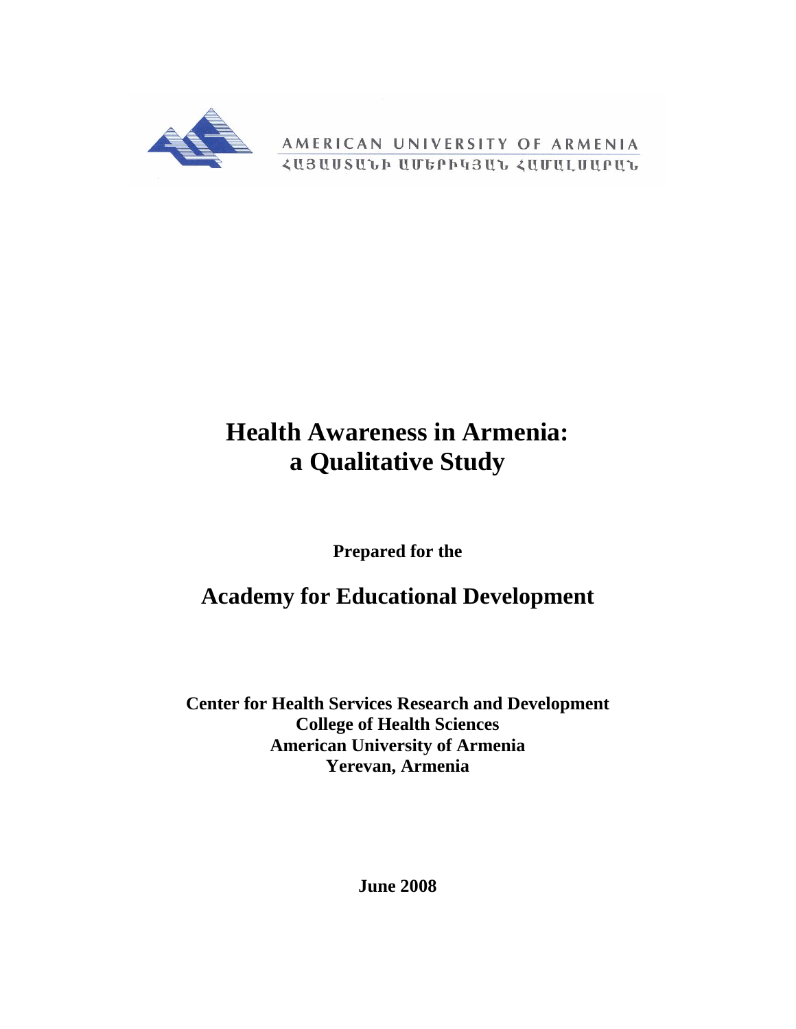AMERICAN UNIVERSITY OF ARMENIA

ՀԱՅԱՍՏԱՆԻ ԱՄԵՐԻԿՅԱՆ ՀԱՄԱԼՍԱՐԱՆ

# Health Awareness in Armenia: a Qualitative Study

**Prepared for the**

## Academy for Educational Development

**Center for Health Services Research and Development**
**College of Health Sciences**
**American University of Armenia**
**Yerevan, Armenia**

**June 2008**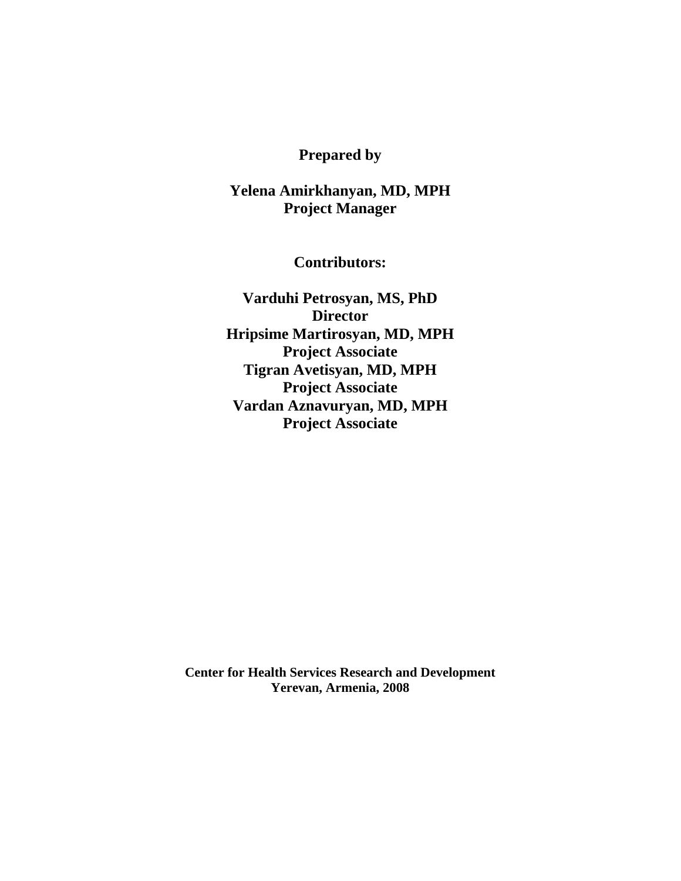**Prepared by**

**Yelena Amirkhanyan, MD, MPH**
**Project Manager**

**Contributors:**

**Varduhi Petrosyan, MS, PhD**
**Director**
**Hripsime Martirosyan, MD, MPH**
**Project Associate**
**Tigran Avetisyan, MD, MPH**
**Project Associate**
**Vardan Aznavuryan, MD, MPH**
**Project Associate**

**Center for Health Services Research and Development**
**Yerevan, Armenia, 2008**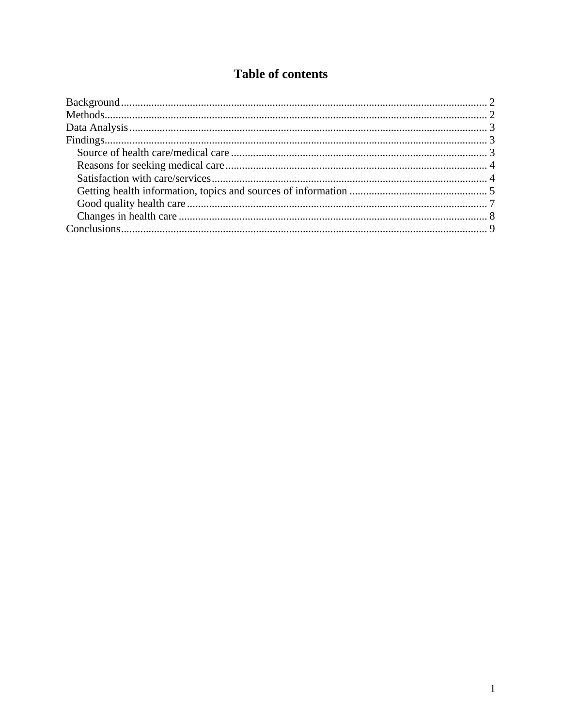# Table of contents

Background........................................................................................................................ 2
Methods............................................................................................................................. 2
Data Analysis..................................................................................................................... 3
Findings.............................................................................................................................. 3
 Source of health care/medical care ............................................................................... 3
 Reasons for seeking medical care.................................................................................. 4
 Satisfaction with care/services....................................................................................... 4
 Getting health information, topics and sources of information ..................................... 5
 Good quality health care ................................................................................................ 7
 Changes in health care ................................................................................................... 8
Conclusions........................................................................................................................ 9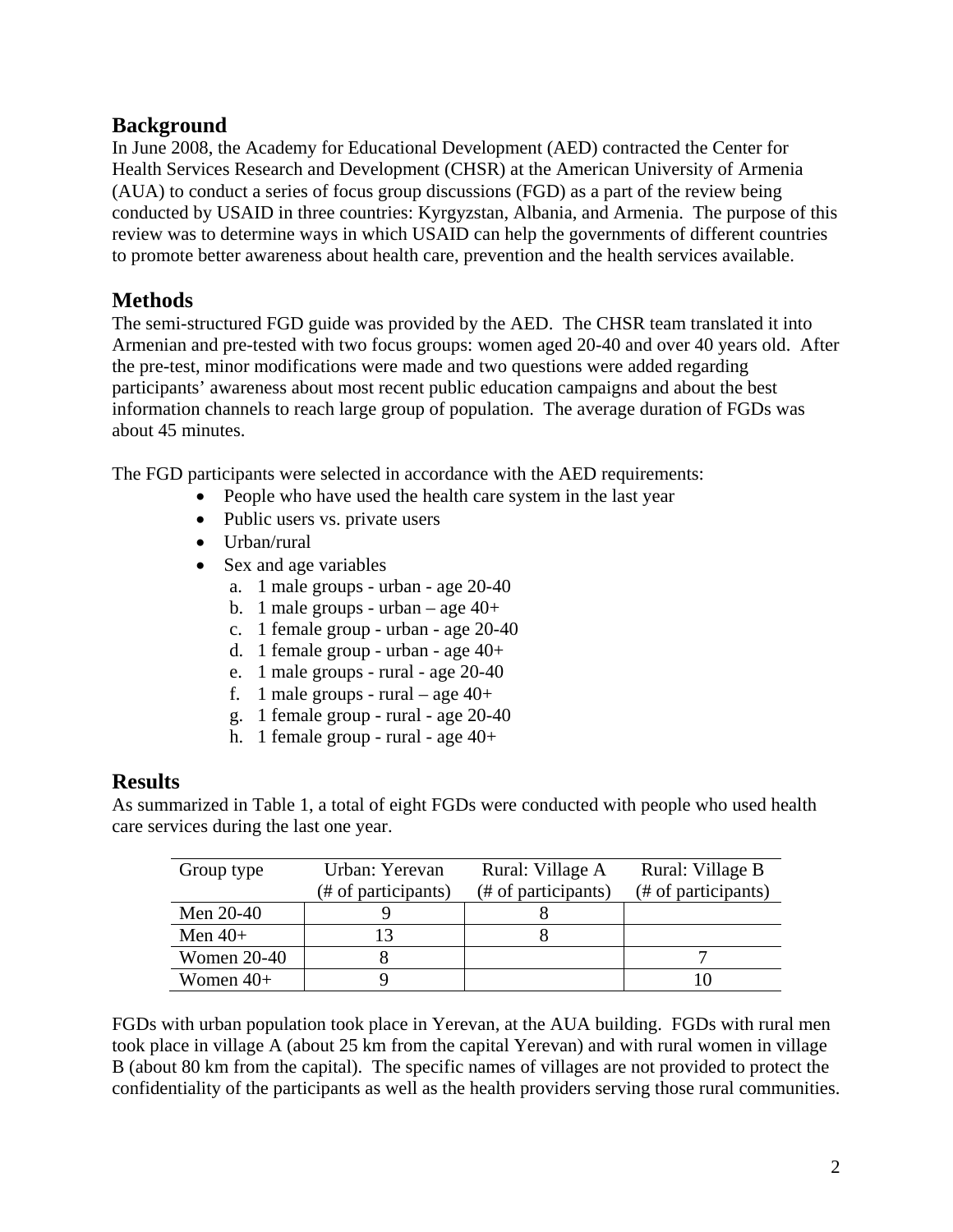## Background

In June 2008, the Academy for Educational Development (AED) contracted the Center for Health Services Research and Development (CHSR) at the American University of Armenia (AUA) to conduct a series of focus group discussions (FGD) as a part of the review being conducted by USAID in three countries: Kyrgyzstan, Albania, and Armenia. The purpose of this review was to determine ways in which USAID can help the governments of different countries to promote better awareness about health care, prevention and the health services available.

## Methods

The semi-structured FGD guide was provided by the AED. The CHSR team translated it into Armenian and pre-tested with two focus groups: women aged 20-40 and over 40 years old. After the pre-test, minor modifications were made and two questions were added regarding participants' awareness about most recent public education campaigns and about the best information channels to reach large group of population. The average duration of FGDs was about 45 minutes.

The FGD participants were selected in accordance with the AED requirements:

- People who have used the health care system in the last year
- Public users vs. private users
- Urban/rural
- Sex and age variables
  a. 1 male groups - urban - age 20-40
  b. 1 male groups - urban – age 40+
  c. 1 female group - urban - age 20-40
  d. 1 female group - urban - age 40+
  e. 1 male groups - rural - age 20-40
  f. 1 male groups - rural – age 40+
  g. 1 female group - rural - age 20-40
  h. 1 female group - rural - age 40+

## Results

As summarized in Table 1, a total of eight FGDs were conducted with people who used health care services during the last one year.

| Group type | Urban: Yerevan (# of participants) | Rural: Village A (# of participants) | Rural: Village B (# of participants) |
|---|---|---|---|
| Men 20-40 | 9 | 8 | |
| Men 40+ | 13 | 8 | |
| Women 20-40 | 8 | | 7 |
| Women 40+ | 9 | | 10 |

FGDs with urban population took place in Yerevan, at the AUA building. FGDs with rural men took place in village A (about 25 km from the capital Yerevan) and with rural women in village B (about 80 km from the capital). The specific names of villages are not provided to protect the confidentiality of the participants as well as the health providers serving those rural communities.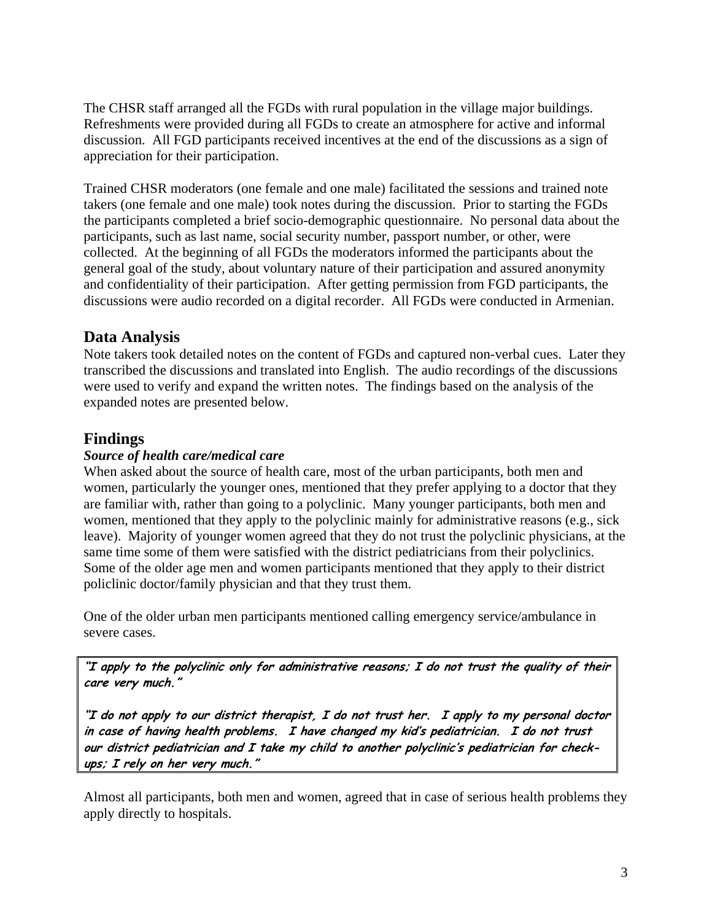The CHSR staff arranged all the FGDs with rural population in the village major buildings. Refreshments were provided during all FGDs to create an atmosphere for active and informal discussion. All FGD participants received incentives at the end of the discussions as a sign of appreciation for their participation.

Trained CHSR moderators (one female and one male) facilitated the sessions and trained note takers (one female and one male) took notes during the discussion. Prior to starting the FGDs the participants completed a brief socio-demographic questionnaire. No personal data about the participants, such as last name, social security number, passport number, or other, were collected. At the beginning of all FGDs the moderators informed the participants about the general goal of the study, about voluntary nature of their participation and assured anonymity and confidentiality of their participation. After getting permission from FGD participants, the discussions were audio recorded on a digital recorder. All FGDs were conducted in Armenian.

## Data Analysis

Note takers took detailed notes on the content of FGDs and captured non-verbal cues. Later they transcribed the discussions and translated into English. The audio recordings of the discussions were used to verify and expand the written notes. The findings based on the analysis of the expanded notes are presented below.

## Findings

### *Source of health care/medical care*

When asked about the source of health care, most of the urban participants, both men and women, particularly the younger ones, mentioned that they prefer applying to a doctor that they are familiar with, rather than going to a polyclinic. Many younger participants, both men and women, mentioned that they apply to the polyclinic mainly for administrative reasons (e.g., sick leave). Majority of younger women agreed that they do not trust the polyclinic physicians, at the same time some of them were satisfied with the district pediatricians from their polyclinics. Some of the older age men and women participants mentioned that they apply to their district policlinic doctor/family physician and that they trust them.

One of the older urban men participants mentioned calling emergency service/ambulance in severe cases.

> ***"I apply to the polyclinic only for administrative reasons; I do not trust the quality of their care very much."***
>
> ***"I do not apply to our district therapist, I do not trust her. I apply to my personal doctor in case of having health problems. I have changed my kid's pediatrician. I do not trust our district pediatrician and I take my child to another polyclinic's pediatrician for check-ups; I rely on her very much."***

Almost all participants, both men and women, agreed that in case of serious health problems they apply directly to hospitals.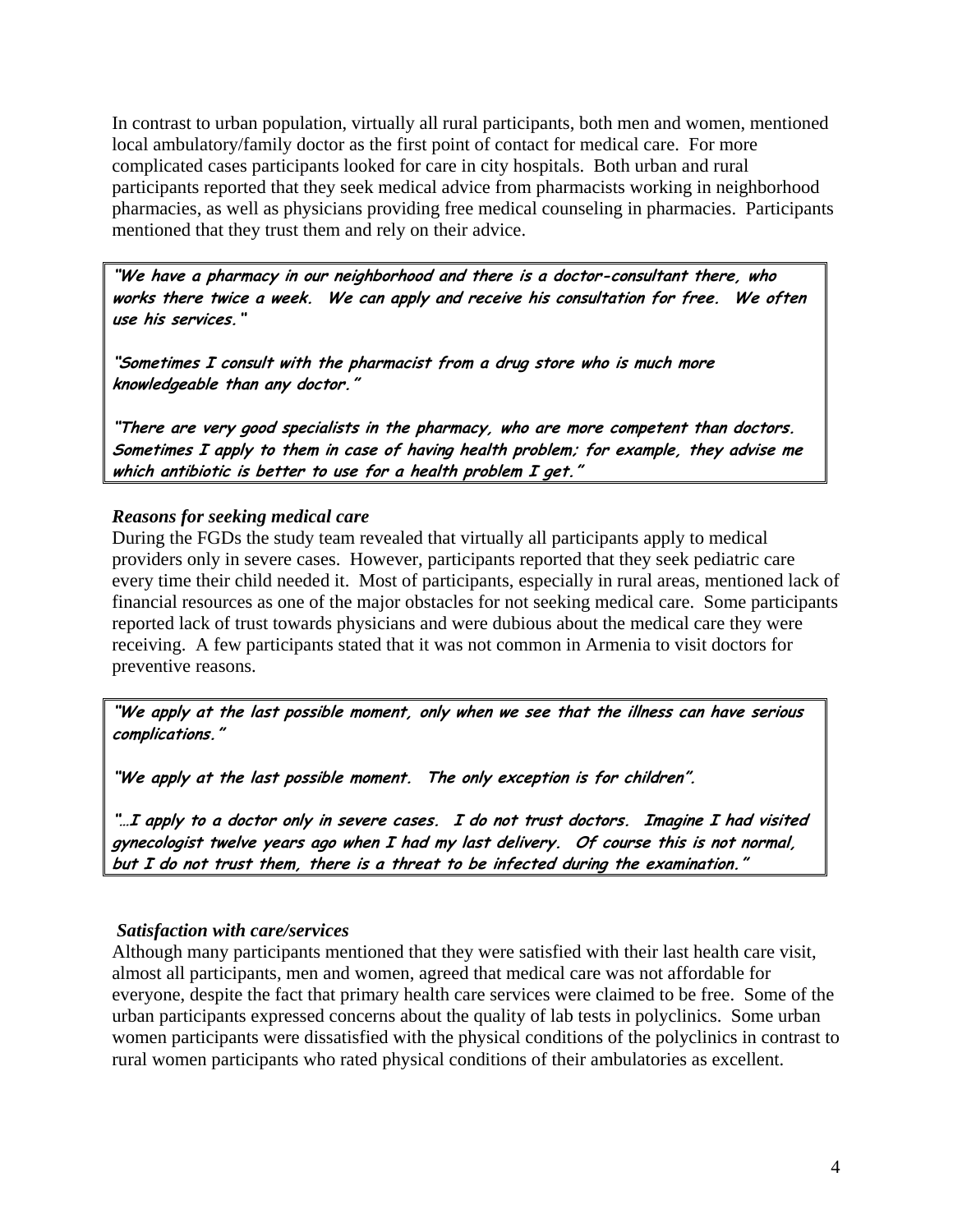In contrast to urban population, virtually all rural participants, both men and women, mentioned local ambulatory/family doctor as the first point of contact for medical care. For more complicated cases participants looked for care in city hospitals. Both urban and rural participants reported that they seek medical advice from pharmacists working in neighborhood pharmacies, as well as physicians providing free medical counseling in pharmacies. Participants mentioned that they trust them and rely on their advice.

> ***"We have a pharmacy in our neighborhood and there is a doctor-consultant there, who works there twice a week. We can apply and receive his consultation for free. We often use his services."***
>
> ***"Sometimes I consult with the pharmacist from a drug store who is much more knowledgeable than any doctor."***
>
> ***"There are very good specialists in the pharmacy, who are more competent than doctors. Sometimes I apply to them in case of having health problem; for example, they advise me which antibiotic is better to use for a health problem I get."***

### *Reasons for seeking medical care*

During the FGDs the study team revealed that virtually all participants apply to medical providers only in severe cases. However, participants reported that they seek pediatric care every time their child needed it. Most of participants, especially in rural areas, mentioned lack of financial resources as one of the major obstacles for not seeking medical care. Some participants reported lack of trust towards physicians and were dubious about the medical care they were receiving. A few participants stated that it was not common in Armenia to visit doctors for preventive reasons.

> ***"We apply at the last possible moment, only when we see that the illness can have serious complications."***
>
> ***"We apply at the last possible moment. The only exception is for children".***
>
> ***"…I apply to a doctor only in severe cases. I do not trust doctors. Imagine I had visited gynecologist twelve years ago when I had my last delivery. Of course this is not normal, but I do not trust them, there is a threat to be infected during the examination."***

### *Satisfaction with care/services*

Although many participants mentioned that they were satisfied with their last health care visit, almost all participants, men and women, agreed that medical care was not affordable for everyone, despite the fact that primary health care services were claimed to be free. Some of the urban participants expressed concerns about the quality of lab tests in polyclinics. Some urban women participants were dissatisfied with the physical conditions of the polyclinics in contrast to rural women participants who rated physical conditions of their ambulatories as excellent.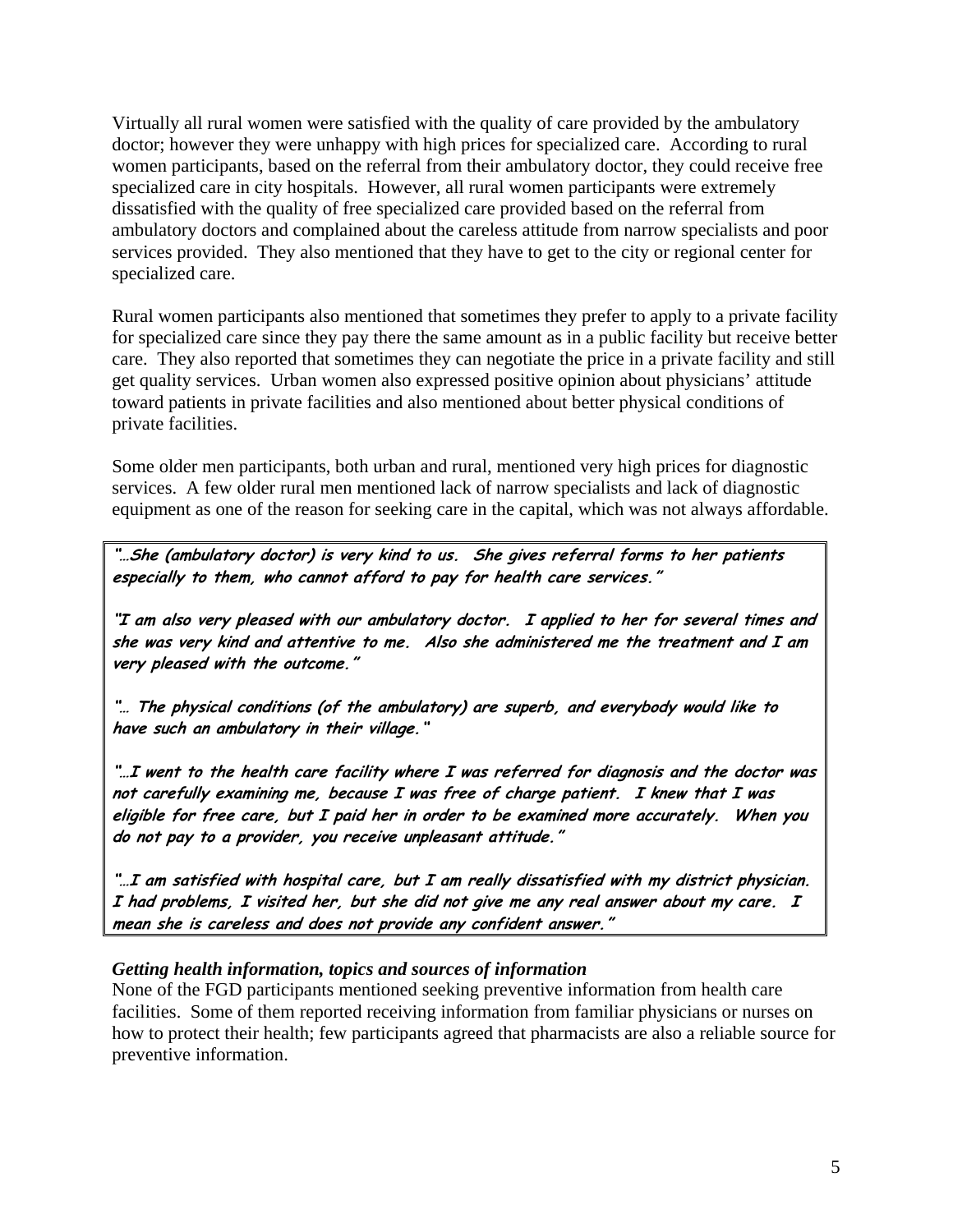Virtually all rural women were satisfied with the quality of care provided by the ambulatory doctor; however they were unhappy with high prices for specialized care. According to rural women participants, based on the referral from their ambulatory doctor, they could receive free specialized care in city hospitals. However, all rural women participants were extremely dissatisfied with the quality of free specialized care provided based on the referral from ambulatory doctors and complained about the careless attitude from narrow specialists and poor services provided. They also mentioned that they have to get to the city or regional center for specialized care.

Rural women participants also mentioned that sometimes they prefer to apply to a private facility for specialized care since they pay there the same amount as in a public facility but receive better care. They also reported that sometimes they can negotiate the price in a private facility and still get quality services. Urban women also expressed positive opinion about physicians' attitude toward patients in private facilities and also mentioned about better physical conditions of private facilities.

Some older men participants, both urban and rural, mentioned very high prices for diagnostic services. A few older rural men mentioned lack of narrow specialists and lack of diagnostic equipment as one of the reason for seeking care in the capital, which was not always affordable.

> ***"…She (ambulatory doctor) is very kind to us. She gives referral forms to her patients especially to them, who cannot afford to pay for health care services."***
>
> ***"I am also very pleased with our ambulatory doctor. I applied to her for several times and she was very kind and attentive to me. Also she administered me the treatment and I am very pleased with the outcome."***
>
> ***"… The physical conditions (of the ambulatory) are superb, and everybody would like to have such an ambulatory in their village."***
>
> ***"…I went to the health care facility where I was referred for diagnosis and the doctor was not carefully examining me, because I was free of charge patient. I knew that I was eligible for free care, but I paid her in order to be examined more accurately. When you do not pay to a provider, you receive unpleasant attitude."***
>
> ***"…I am satisfied with hospital care, but I am really dissatisfied with my district physician. I had problems, I visited her, but she did not give me any real answer about my care. I mean she is careless and does not provide any confident answer."***

***Getting health information, topics and sources of information***

None of the FGD participants mentioned seeking preventive information from health care facilities. Some of them reported receiving information from familiar physicians or nurses on how to protect their health; few participants agreed that pharmacists are also a reliable source for preventive information.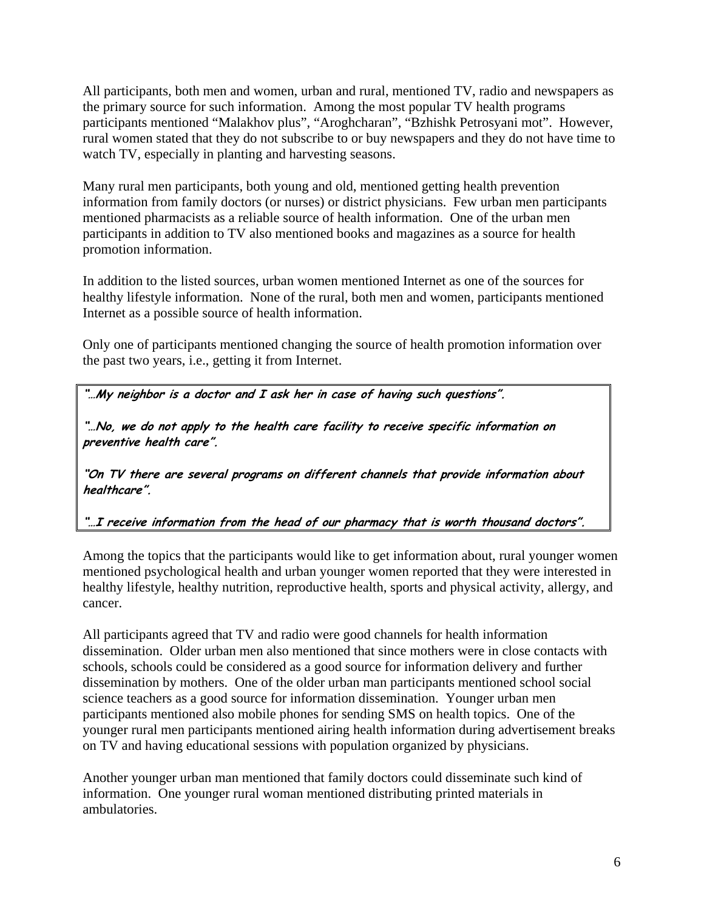All participants, both men and women, urban and rural, mentioned TV, radio and newspapers as the primary source for such information. Among the most popular TV health programs participants mentioned "Malakhov plus", "Aroghcharan", "Bzhishk Petrosyani mot". However, rural women stated that they do not subscribe to or buy newspapers and they do not have time to watch TV, especially in planting and harvesting seasons.

Many rural men participants, both young and old, mentioned getting health prevention information from family doctors (or nurses) or district physicians. Few urban men participants mentioned pharmacists as a reliable source of health information. One of the urban men participants in addition to TV also mentioned books and magazines as a source for health promotion information.

In addition to the listed sources, urban women mentioned Internet as one of the sources for healthy lifestyle information. None of the rural, both men and women, participants mentioned Internet as a possible source of health information.

Only one of participants mentioned changing the source of health promotion information over the past two years, i.e., getting it from Internet.

> ***"…My neighbor is a doctor and I ask her in case of having such questions".***
>
> ***"…No, we do not apply to the health care facility to receive specific information on preventive health care".***
>
> ***"On TV there are several programs on different channels that provide information about healthcare".***
>
> ***"…I receive information from the head of our pharmacy that is worth thousand doctors".***

Among the topics that the participants would like to get information about, rural younger women mentioned psychological health and urban younger women reported that they were interested in healthy lifestyle, healthy nutrition, reproductive health, sports and physical activity, allergy, and cancer.

All participants agreed that TV and radio were good channels for health information dissemination. Older urban men also mentioned that since mothers were in close contacts with schools, schools could be considered as a good source for information delivery and further dissemination by mothers. One of the older urban man participants mentioned school social science teachers as a good source for information dissemination. Younger urban men participants mentioned also mobile phones for sending SMS on health topics. One of the younger rural men participants mentioned airing health information during advertisement breaks on TV and having educational sessions with population organized by physicians.

Another younger urban man mentioned that family doctors could disseminate such kind of information. One younger rural woman mentioned distributing printed materials in ambulatories.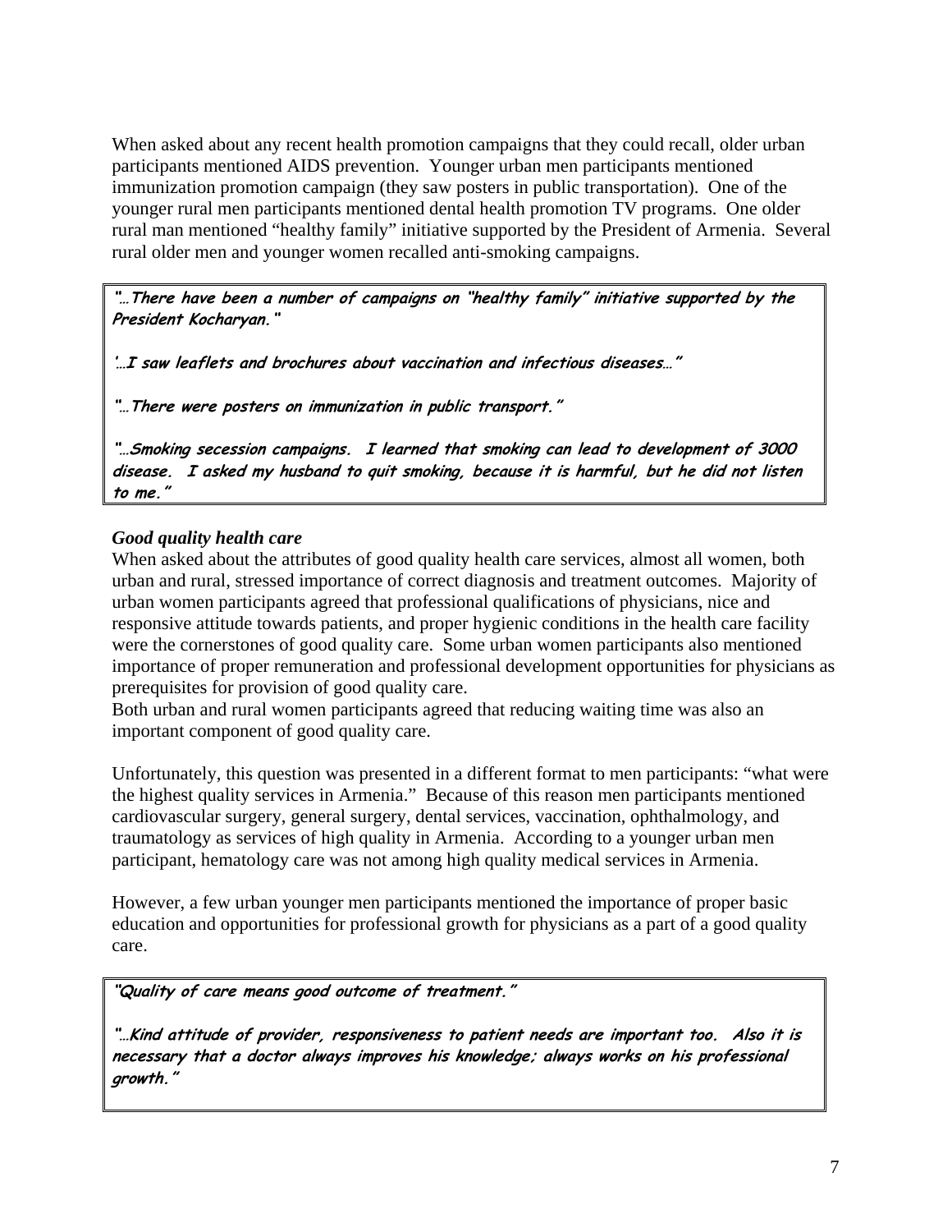When asked about any recent health promotion campaigns that they could recall, older urban participants mentioned AIDS prevention. Younger urban men participants mentioned immunization promotion campaign (they saw posters in public transportation). One of the younger rural men participants mentioned dental health promotion TV programs. One older rural man mentioned "healthy family" initiative supported by the President of Armenia. Several rural older men and younger women recalled anti-smoking campaigns.

> ***"…There have been a number of campaigns on "healthy family" initiative supported by the President Kocharyan."***
>
> ***'…I saw leaflets and brochures about vaccination and infectious diseases…"***
>
> ***"…There were posters on immunization in public transport."***
>
> ***"…Smoking secession campaigns. I learned that smoking can lead to development of 3000 disease. I asked my husband to quit smoking, because it is harmful, but he did not listen to me."***

### *Good quality health care*

When asked about the attributes of good quality health care services, almost all women, both urban and rural, stressed importance of correct diagnosis and treatment outcomes. Majority of urban women participants agreed that professional qualifications of physicians, nice and responsive attitude towards patients, and proper hygienic conditions in the health care facility were the cornerstones of good quality care. Some urban women participants also mentioned importance of proper remuneration and professional development opportunities for physicians as prerequisites for provision of good quality care.
Both urban and rural women participants agreed that reducing waiting time was also an important component of good quality care.

Unfortunately, this question was presented in a different format to men participants: "what were the highest quality services in Armenia." Because of this reason men participants mentioned cardiovascular surgery, general surgery, dental services, vaccination, ophthalmology, and traumatology as services of high quality in Armenia. According to a younger urban men participant, hematology care was not among high quality medical services in Armenia.

However, a few urban younger men participants mentioned the importance of proper basic education and opportunities for professional growth for physicians as a part of a good quality care.

> ***"Quality of care means good outcome of treatment."***
>
> ***"…Kind attitude of provider, responsiveness to patient needs are important too. Also it is necessary that a doctor always improves his knowledge; always works on his professional growth."***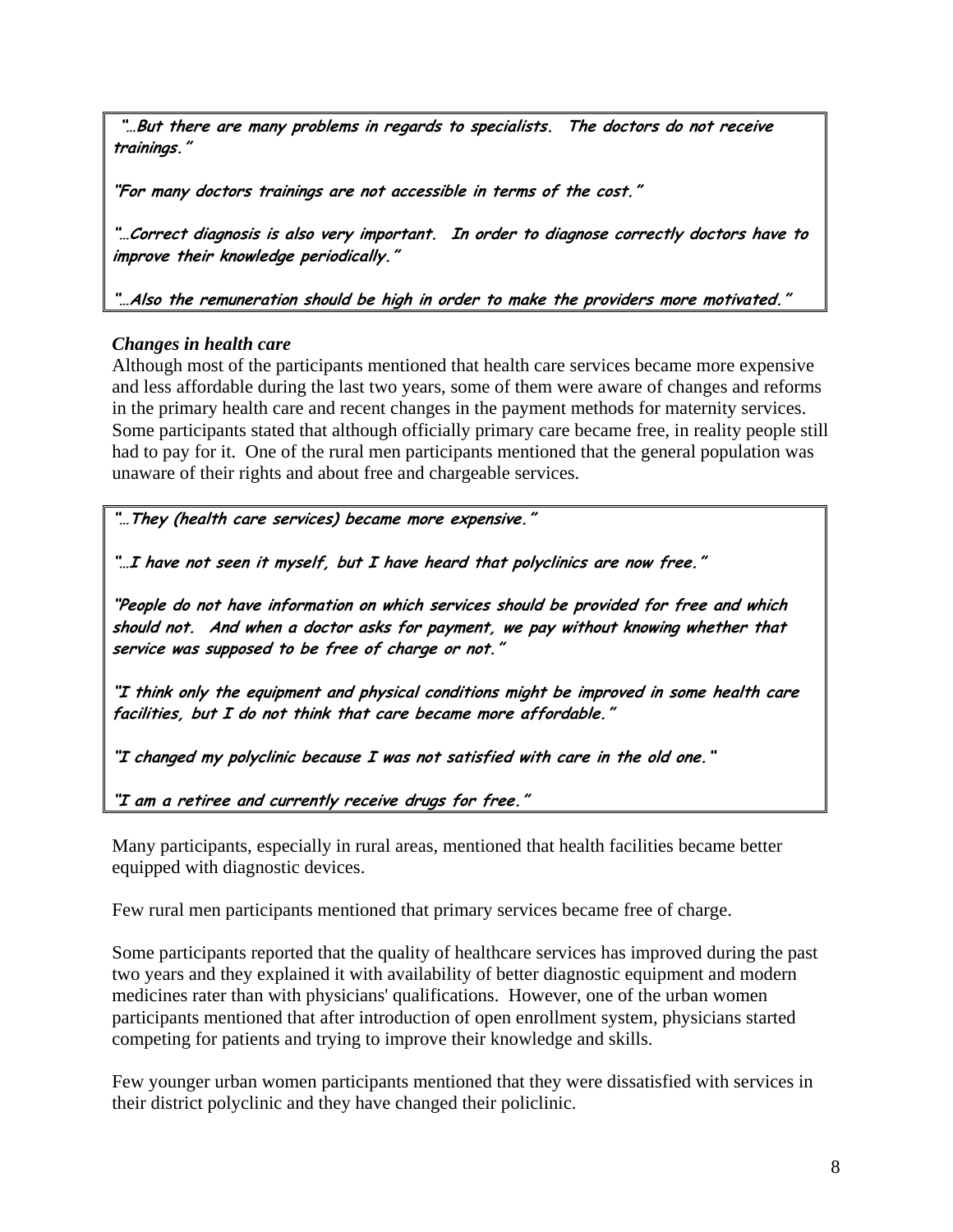> ***"…But there are many problems in regards to specialists. The doctors do not receive trainings."***
>
> ***"For many doctors trainings are not accessible in terms of the cost."***
>
> ***"…Correct diagnosis is also very important. In order to diagnose correctly doctors have to improve their knowledge periodically."***
>
> ***"…Also the remuneration should be high in order to make the providers more motivated."***

### *Changes in health care*

Although most of the participants mentioned that health care services became more expensive and less affordable during the last two years, some of them were aware of changes and reforms in the primary health care and recent changes in the payment methods for maternity services. Some participants stated that although officially primary care became free, in reality people still had to pay for it. One of the rural men participants mentioned that the general population was unaware of their rights and about free and chargeable services.

> ***"…They (health care services) became more expensive."***
>
> ***"…I have not seen it myself, but I have heard that polyclinics are now free."***
>
> ***"People do not have information on which services should be provided for free and which should not. And when a doctor asks for payment, we pay without knowing whether that service was supposed to be free of charge or not."***
>
> ***"I think only the equipment and physical conditions might be improved in some health care facilities, but I do not think that care became more affordable."***
>
> ***"I changed my polyclinic because I was not satisfied with care in the old one."***
>
> ***"I am a retiree and currently receive drugs for free."***

Many participants, especially in rural areas, mentioned that health facilities became better equipped with diagnostic devices.

Few rural men participants mentioned that primary services became free of charge.

Some participants reported that the quality of healthcare services has improved during the past two years and they explained it with availability of better diagnostic equipment and modern medicines rater than with physicians' qualifications. However, one of the urban women participants mentioned that after introduction of open enrollment system, physicians started competing for patients and trying to improve their knowledge and skills.

Few younger urban women participants mentioned that they were dissatisfied with services in their district polyclinic and they have changed their policlinic.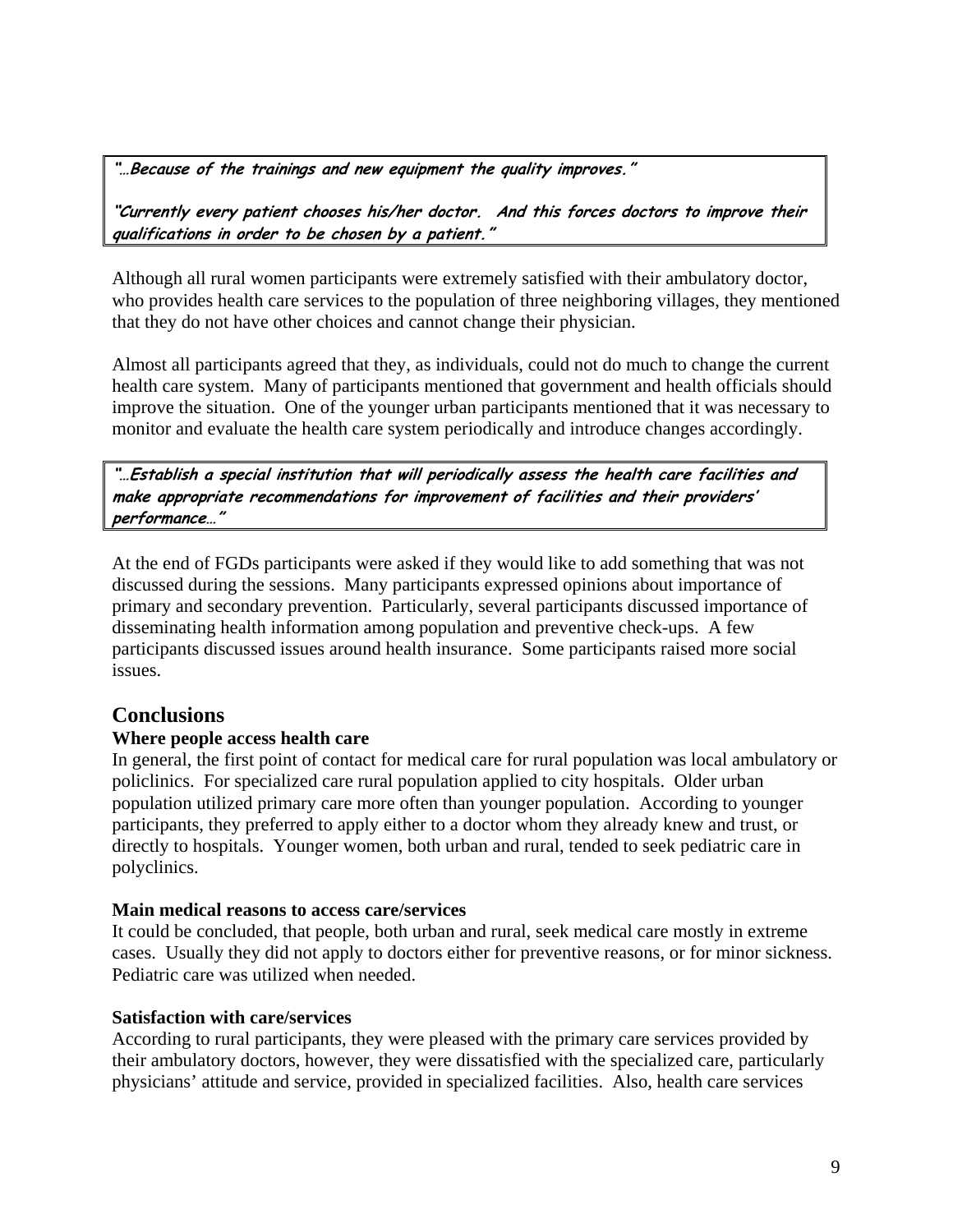> ***"…Because of the trainings and new equipment the quality improves."***
>
> ***"Currently every patient chooses his/her doctor. And this forces doctors to improve their qualifications in order to be chosen by a patient."***

Although all rural women participants were extremely satisfied with their ambulatory doctor, who provides health care services to the population of three neighboring villages, they mentioned that they do not have other choices and cannot change their physician.

Almost all participants agreed that they, as individuals, could not do much to change the current health care system. Many of participants mentioned that government and health officials should improve the situation. One of the younger urban participants mentioned that it was necessary to monitor and evaluate the health care system periodically and introduce changes accordingly.

> ***"…Establish a special institution that will periodically assess the health care facilities and make appropriate recommendations for improvement of facilities and their providers' performance…"***

At the end of FGDs participants were asked if they would like to add something that was not discussed during the sessions. Many participants expressed opinions about importance of primary and secondary prevention. Particularly, several participants discussed importance of disseminating health information among population and preventive check-ups. A few participants discussed issues around health insurance. Some participants raised more social issues.

## Conclusions

### Where people access health care

In general, the first point of contact for medical care for rural population was local ambulatory or policlinics. For specialized care rural population applied to city hospitals. Older urban population utilized primary care more often than younger population. According to younger participants, they preferred to apply either to a doctor whom they already knew and trust, or directly to hospitals. Younger women, both urban and rural, tended to seek pediatric care in polyclinics.

### Main medical reasons to access care/services

It could be concluded, that people, both urban and rural, seek medical care mostly in extreme cases. Usually they did not apply to doctors either for preventive reasons, or for minor sickness. Pediatric care was utilized when needed.

### Satisfaction with care/services

According to rural participants, they were pleased with the primary care services provided by their ambulatory doctors, however, they were dissatisfied with the specialized care, particularly physicians' attitude and service, provided in specialized facilities. Also, health care services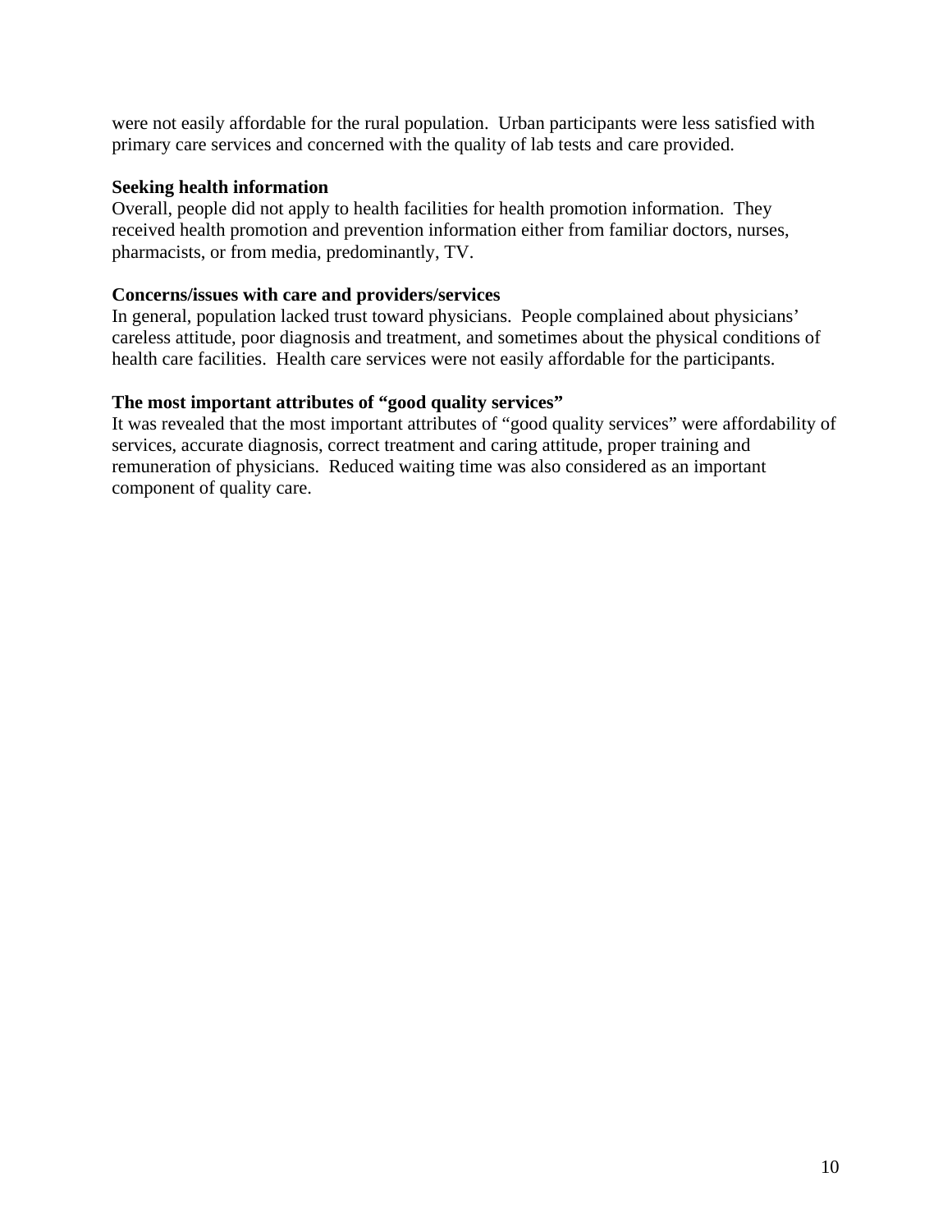were not easily affordable for the rural population. Urban participants were less satisfied with primary care services and concerned with the quality of lab tests and care provided.

**Seeking health information**

Overall, people did not apply to health facilities for health promotion information. They received health promotion and prevention information either from familiar doctors, nurses, pharmacists, or from media, predominantly, TV.

**Concerns/issues with care and providers/services**

In general, population lacked trust toward physicians. People complained about physicians' careless attitude, poor diagnosis and treatment, and sometimes about the physical conditions of health care facilities. Health care services were not easily affordable for the participants.

**The most important attributes of "good quality services"**

It was revealed that the most important attributes of "good quality services" were affordability of services, accurate diagnosis, correct treatment and caring attitude, proper training and remuneration of physicians. Reduced waiting time was also considered as an important component of quality care.